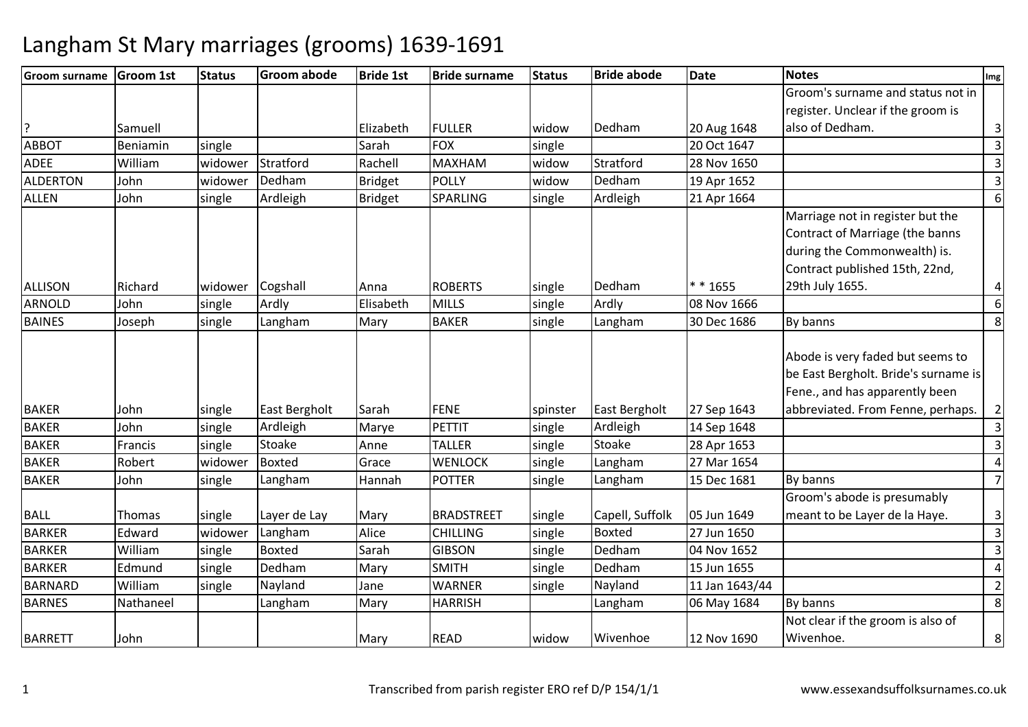# Langham St Mary marriages (grooms) 1639-1691

| Groom surname | Groom 1st | Status | Groom abode | Bride 1st | Bride surname | Status | Bride abode | Date | Notes | Img |
|---|---|---|---|---|---|---|---|---|---|---|
| ? | Samuell | | | Elizabeth | FULLER | widow | Dedham | 20 Aug 1648 | Groom's surname and status not in register. Unclear if the groom is also of Dedham. | 3 |
| ABBOT | Beniamin | single | | Sarah | FOX | single | | 20 Oct 1647 | | 3 |
| ADEE | William | widower | Stratford | Rachell | MAXHAM | widow | Stratford | 28 Nov 1650 | | 3 |
| ALDERTON | John | widower | Dedham | Bridget | POLLY | widow | Dedham | 19 Apr 1652 | | 3 |
| ALLEN | John | single | Ardleigh | Bridget | SPARLING | single | Ardleigh | 21 Apr 1664 | | 6 |
| ALLISON | Richard | widower | Cogshall | Anna | ROBERTS | single | Dedham | * * 1655 | Marriage not in register but the Contract of Marriage (the banns during the Commonwealth) is. Contract published 15th, 22nd, 29th July 1655. | 4 |
| ARNOLD | John | single | Ardly | Elisabeth | MILLS | single | Ardly | 08 Nov 1666 | | 6 |
| BAINES | Joseph | single | Langham | Mary | BAKER | single | Langham | 30 Dec 1686 | By banns | 8 |
| BAKER | John | single | East Bergholt | Sarah | FENE | spinster | East Bergholt | 27 Sep 1643 | Abode is very faded but seems to be East Bergholt. Bride's surname is Fene., and has apparently been abbreviated. From Fenne, perhaps. | 2 |
| BAKER | John | single | Ardleigh | Marye | PETTIT | single | Ardleigh | 14 Sep 1648 | | 3 |
| BAKER | Francis | single | Stoake | Anne | TALLER | single | Stoake | 28 Apr 1653 | | 3 |
| BAKER | Robert | widower | Boxted | Grace | WENLOCK | single | Langham | 27 Mar 1654 | | 4 |
| BAKER | John | single | Langham | Hannah | POTTER | single | Langham | 15 Dec 1681 | By banns | 7 |
| BALL | Thomas | single | Layer de Lay | Mary | BRADSTREET | single | Capell, Suffolk | 05 Jun 1649 | Groom's abode is presumably meant to be Layer de la Haye. | 3 |
| BARKER | Edward | widower | Langham | Alice | CHILLING | single | Boxted | 27 Jun 1650 | | 3 |
| BARKER | William | single | Boxted | Sarah | GIBSON | single | Dedham | 04 Nov 1652 | | 3 |
| BARKER | Edmund | single | Dedham | Mary | SMITH | single | Dedham | 15 Jun 1655 | | 4 |
| BARNARD | William | single | Nayland | Jane | WARNER | single | Nayland | 11 Jan 1643/44 | | 2 |
| BARNES | Nathaneel | | Langham | Mary | HARRISH | | Langham | 06 May 1684 | By banns | 8 |
| BARRETT | John | | | Mary | READ | widow | Wivenhoe | 12 Nov 1690 | Not clear if the groom is also of Wivenhoe. | 8 |

Transcribed from parish register ERO ref D/P 154/1/1 www.essexandsuffolksurnames.co.uk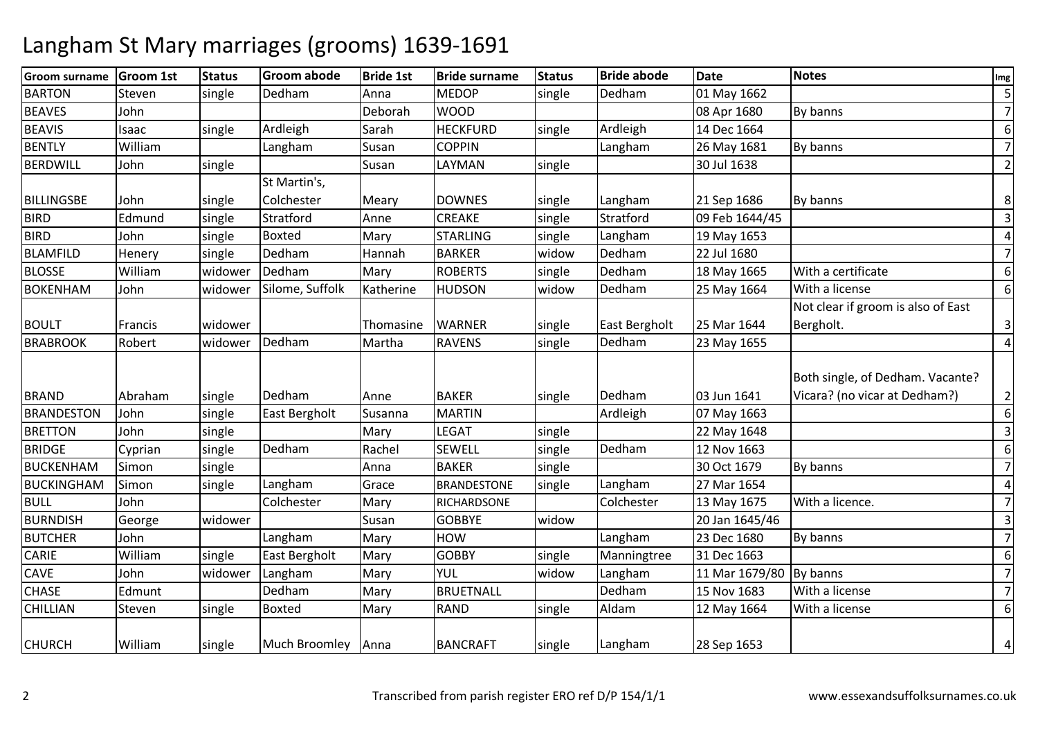# Langham St Mary marriages (grooms) 1639-1691

| Groom surname | Groom 1st | Status | Groom abode | Bride 1st | Bride surname | Status | Bride abode | Date | Notes | Img |
|---|---|---|---|---|---|---|---|---|---|---|
| BARTON | Steven | single | Dedham | Anna | MEDOP | single | Dedham | 01 May 1662 | | 5 |
| BEAVES | John | | | Deborah | WOOD | | | 08 Apr 1680 | By banns | 7 |
| BEAVIS | Isaac | single | Ardleigh | Sarah | HECKFURD | single | Ardleigh | 14 Dec 1664 | | 6 |
| BENTLY | William | | Langham | Susan | COPPIN | | Langham | 26 May 1681 | By banns | 7 |
| BERDWILL | John | single | | Susan | LAYMAN | single | | 30 Jul 1638 | | 2 |
| BILLINGSBE | John | single | St Martin's, Colchester | Meary | DOWNES | single | Langham | 21 Sep 1686 | By banns | 8 |
| BIRD | Edmund | single | Stratford | Anne | CREAKE | single | Stratford | 09 Feb 1644/45 | | 3 |
| BIRD | John | single | Boxted | Mary | STARLING | single | Langham | 19 May 1653 | | 4 |
| BLAMFILD | Henery | single | Dedham | Hannah | BARKER | widow | Dedham | 22 Jul 1680 | | 7 |
| BLOSSE | William | widower | Dedham | Mary | ROBERTS | single | Dedham | 18 May 1665 | With a certificate | 6 |
| BOKENHAM | John | widower | Silome, Suffolk | Katherine | HUDSON | widow | Dedham | 25 May 1664 | With a license | 6 |
| BOULT | Francis | widower | | Thomasine | WARNER | single | East Bergholt | 25 Mar 1644 | Not clear if groom is also of East Bergholt. | 3 |
| BRABROOK | Robert | widower | Dedham | Martha | RAVENS | single | Dedham | 23 May 1655 | | 4 |
| BRAND | Abraham | single | Dedham | Anne | BAKER | single | Dedham | 03 Jun 1641 | Both single, of Dedham. Vacante? Vicara? (no vicar at Dedham?) | 2 |
| BRANDESTON | John | single | East Bergholt | Susanna | MARTIN | | Ardleigh | 07 May 1663 | | 6 |
| BRETTON | John | single | | Mary | LEGAT | single | | 22 May 1648 | | 3 |
| BRIDGE | Cyprian | single | Dedham | Rachel | SEWELL | single | Dedham | 12 Nov 1663 | | 6 |
| BUCKENHAM | Simon | single | | Anna | BAKER | single | | 30 Oct 1679 | By banns | 7 |
| BUCKINGHAM | Simon | single | Langham | Grace | BRANDESTONE | single | Langham | 27 Mar 1654 | | 4 |
| BULL | John | | Colchester | Mary | RICHARDSONE | | Colchester | 13 May 1675 | With a licence. | 7 |
| BURNDISH | George | widower | | Susan | GOBBYE | widow | | 20 Jan 1645/46 | | 3 |
| BUTCHER | John | | Langham | Mary | HOW | | Langham | 23 Dec 1680 | By banns | 7 |
| CARIE | William | single | East Bergholt | Mary | GOBBY | single | Manningtree | 31 Dec 1663 | | 6 |
| CAVE | John | widower | Langham | Mary | YUL | widow | Langham | 11 Mar 1679/80 | By banns | 7 |
| CHASE | Edmunt | | Dedham | Mary | BRUETNALL | | Dedham | 15 Nov 1683 | With a license | 7 |
| CHILLIAN | Steven | single | Boxted | Mary | RAND | single | Aldam | 12 May 1664 | With a license | 6 |
| CHURCH | William | single | Much Broomley | Anna | BANCRAFT | single | Langham | 28 Sep 1653 | | 4 |

Transcribed from parish register ERO ref D/P 154/1/1

www.essexandsuffolksurnames.co.uk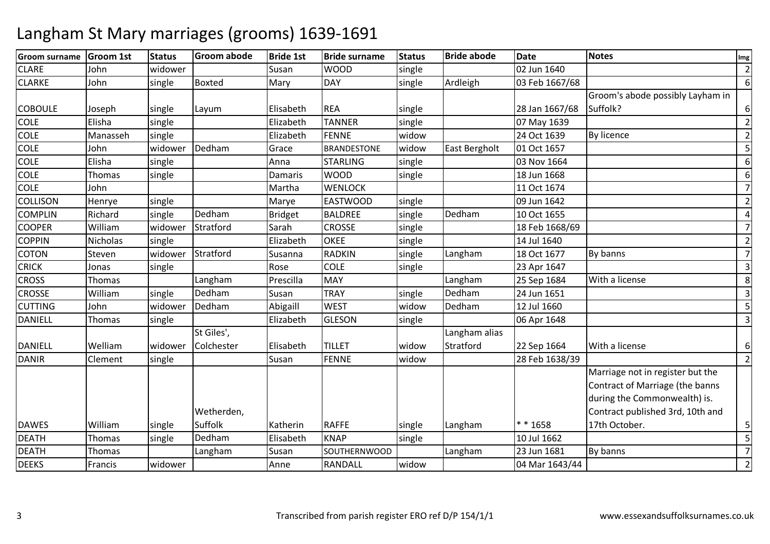# Langham St Mary marriages (grooms) 1639-1691

| Groom surname | Groom 1st | Status | Groom abode | Bride 1st | Bride surname | Status | Bride abode | Date | Notes | Img |
|---|---|---|---|---|---|---|---|---|---|---|
| CLARE | John | widower | | Susan | WOOD | single | | 02 Jun 1640 | | 2 |
| CLARKE | John | single | Boxted | Mary | DAY | single | Ardleigh | 03 Feb 1667/68 | | 6 |
| COBOULE | Joseph | single | Layum | Elisabeth | REA | single | | 28 Jan 1667/68 | Groom's abode possibly Layham in Suffolk? | 6 |
| COLE | Elisha | single | | Elizabeth | TANNER | single | | 07 May 1639 | | 2 |
| COLE | Manasseh | single | | Elizabeth | FENNE | widow | | 24 Oct 1639 | By licence | 2 |
| COLE | John | widower | Dedham | Grace | BRANDESTONE | widow | East Bergholt | 01 Oct 1657 | | 5 |
| COLE | Elisha | single | | Anna | STARLING | single | | 03 Nov 1664 | | 6 |
| COLE | Thomas | single | | Damaris | WOOD | single | | 18 Jun 1668 | | 6 |
| COLE | John | | | Martha | WENLOCK | | | 11 Oct 1674 | | 7 |
| COLLISON | Henrye | single | | Marye | EASTWOOD | single | | 09 Jun 1642 | | 2 |
| COMPLIN | Richard | single | Dedham | Bridget | BALDREE | single | Dedham | 10 Oct 1655 | | 4 |
| COOPER | William | widower | Stratford | Sarah | CROSSE | single | | 18 Feb 1668/69 | | 7 |
| COPPIN | Nicholas | single | | Elizabeth | OKEE | single | | 14 Jul 1640 | | 2 |
| COTON | Steven | widower | Stratford | Susanna | RADKIN | single | Langham | 18 Oct 1677 | By banns | 7 |
| CRICK | Jonas | single | | Rose | COLE | single | | 23 Apr 1647 | | 3 |
| CROSS | Thomas | | Langham | Prescilla | MAY | | Langham | 25 Sep 1684 | With a license | 8 |
| CROSSE | William | single | Dedham | Susan | TRAY | single | Dedham | 24 Jun 1651 | | 3 |
| CUTTING | John | widower | Dedham | Abigaill | WEST | widow | Dedham | 12 Jul 1660 | | 5 |
| DANIELL | Thomas | single | | Elizabeth | GLESON | single | | 06 Apr 1648 | | 3 |
| DANIELL | Welliam | widower | St Giles', Colchester | Elisabeth | TILLET | widow | Langham alias Stratford | 22 Sep 1664 | With a license | 6 |
| DANIR | Clement | single | | Susan | FENNE | widow | | 28 Feb 1638/39 | | 2 |
| DAWES | William | single | Wetherden, Suffolk | Katherin | RAFFE | single | Langham | * * 1658 | Marriage not in register but the Contract of Marriage (the banns during the Commonwealth) is. Contract published 3rd, 10th and 17th October. | 5 |
| DEATH | Thomas | single | Dedham | Elisabeth | KNAP | single | | 10 Jul 1662 | | 5 |
| DEATH | Thomas | | Langham | Susan | SOUTHERNWOOD | | Langham | 23 Jun 1681 | By banns | 7 |
| DEEKS | Francis | widower | | Anne | RANDALL | widow | | 04 Mar 1643/44 | | 2 |

Transcribed from parish register ERO ref D/P 154/1/1

www.essexandsuffolksurnames.co.uk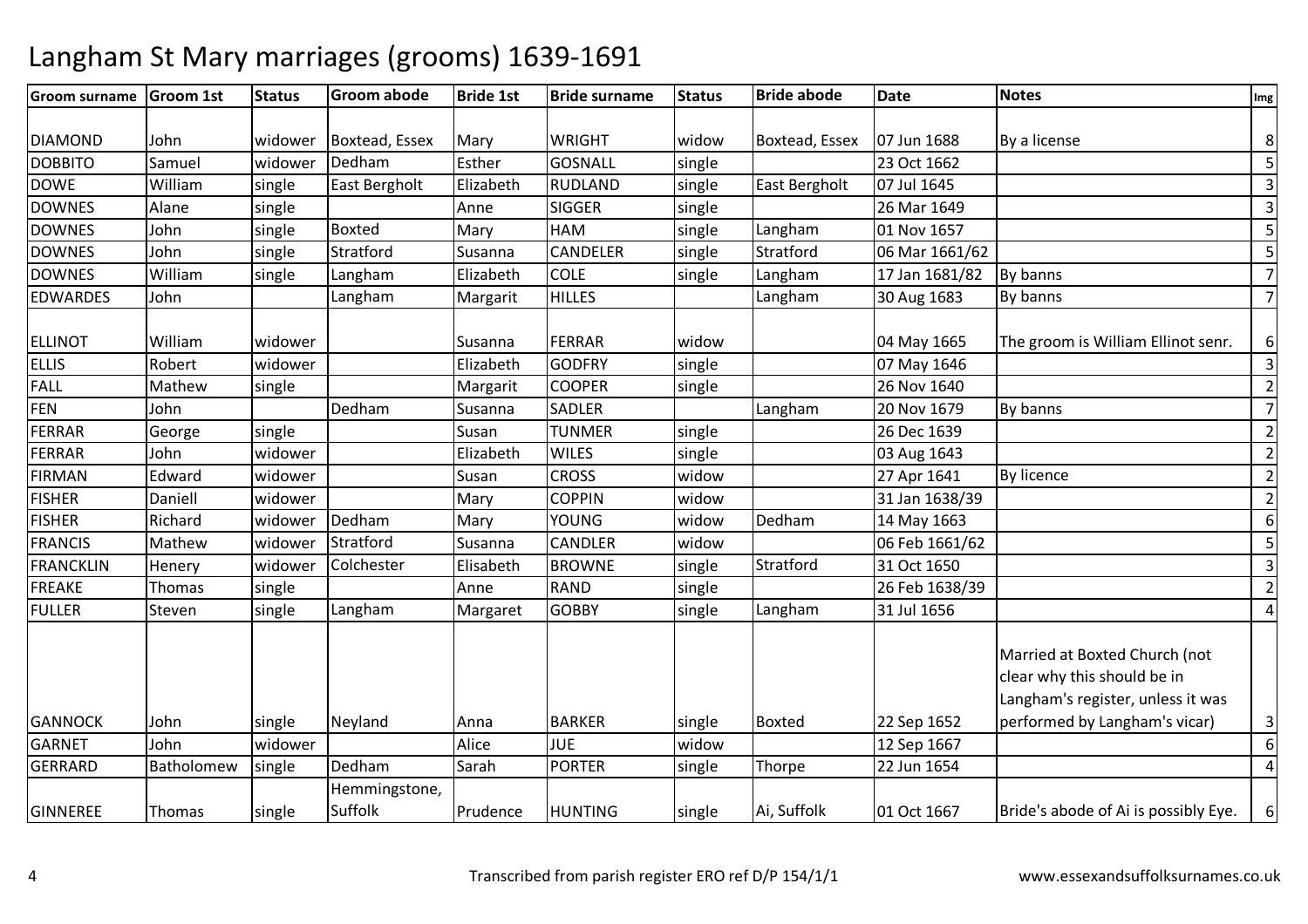# Langham St Mary marriages (grooms) 1639-1691

| Groom surname | Groom 1st | Status | Groom abode | Bride 1st | Bride surname | Status | Bride abode | Date | Notes | Img |
|---|---|---|---|---|---|---|---|---|---|---|
| DIAMOND | John | widower | Boxtead, Essex | Mary | WRIGHT | widow | Boxtead, Essex | 07 Jun 1688 | By a license | 8 |
| DOBBITO | Samuel | widower | Dedham | Esther | GOSNALL | single | | 23 Oct 1662 | | 5 |
| DOWE | William | single | East Bergholt | Elizabeth | RUDLAND | single | East Bergholt | 07 Jul 1645 | | 3 |
| DOWNES | Alane | single | | Anne | SIGGER | single | | 26 Mar 1649 | | 3 |
| DOWNES | John | single | Boxted | Mary | HAM | single | Langham | 01 Nov 1657 | | 5 |
| DOWNES | John | single | Stratford | Susanna | CANDELER | single | Stratford | 06 Mar 1661/62 | | 5 |
| DOWNES | William | single | Langham | Elizabeth | COLE | single | Langham | 17 Jan 1681/82 | By banns | 7 |
| EDWARDES | John | | Langham | Margarit | HILLES | | Langham | 30 Aug 1683 | By banns | 7 |
| ELLINOT | William | widower | | Susanna | FERRAR | widow | | 04 May 1665 | The groom is William Ellinot senr. | 6 |
| ELLIS | Robert | widower | | Elizabeth | GODFRY | single | | 07 May 1646 | | 3 |
| FALL | Mathew | single | | Margarit | COOPER | single | | 26 Nov 1640 | | 2 |
| FEN | John | | Dedham | Susanna | SADLER | | Langham | 20 Nov 1679 | By banns | 7 |
| FERRAR | George | single | | Susan | TUNMER | single | | 26 Dec 1639 | | 2 |
| FERRAR | John | widower | | Elizabeth | WILES | single | | 03 Aug 1643 | | 2 |
| FIRMAN | Edward | widower | | Susan | CROSS | widow | | 27 Apr 1641 | By licence | 2 |
| FISHER | Daniell | widower | | Mary | COPPIN | widow | | 31 Jan 1638/39 | | 2 |
| FISHER | Richard | widower | Dedham | Mary | YOUNG | widow | Dedham | 14 May 1663 | | 6 |
| FRANCIS | Mathew | widower | Stratford | Susanna | CANDLER | widow | | 06 Feb 1661/62 | | 5 |
| FRANCKLIN | Henery | widower | Colchester | Elisabeth | BROWNE | single | Stratford | 31 Oct 1650 | | 3 |
| FREAKE | Thomas | single | | Anne | RAND | single | | 26 Feb 1638/39 | | 2 |
| FULLER | Steven | single | Langham | Margaret | GOBBY | single | Langham | 31 Jul 1656 | | 4 |
| GANNOCK | John | single | Neyland | Anna | BARKER | single | Boxted | 22 Sep 1652 | Married at Boxted Church (not clear why this should be in Langham's register, unless it was performed by Langham's vicar) | 3 |
| GARNET | John | widower | | Alice | JUE | widow | | 12 Sep 1667 | | 6 |
| GERRARD | Batholomew | single | Dedham | Sarah | PORTER | single | Thorpe | 22 Jun 1654 | | 4 |
| GINNEREE | Thomas | single | Hemmingstone, Suffolk | Prudence | HUNTING | single | Ai, Suffolk | 01 Oct 1667 | Bride's abode of Ai is possibly Eye. | 6 |

Transcribed from parish register ERO ref D/P 154/1/1

www.essexandsuffolksurnames.co.uk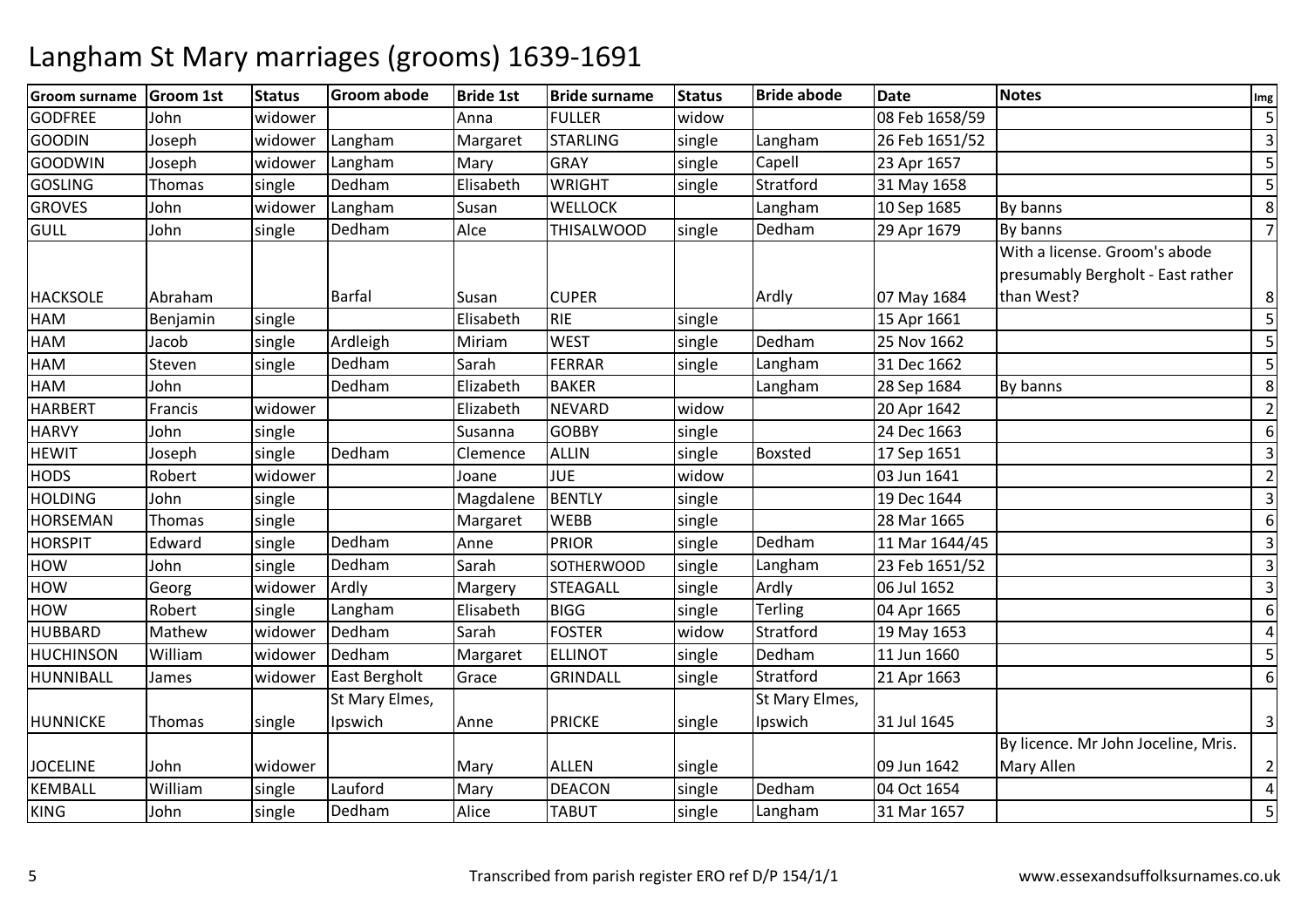# Langham St Mary marriages (grooms) 1639-1691

| Groom surname | Groom 1st | Status | Groom abode | Bride 1st | Bride surname | Status | Bride abode | Date | Notes | Img |
|---|---|---|---|---|---|---|---|---|---|---|
| GODFREE | John | widower | | Anna | FULLER | widow | | 08 Feb 1658/59 | | 5 |
| GOODIN | Joseph | widower | Langham | Margaret | STARLING | single | Langham | 26 Feb 1651/52 | | 3 |
| GOODWIN | Joseph | widower | Langham | Mary | GRAY | single | Capell | 23 Apr 1657 | | 5 |
| GOSLING | Thomas | single | Dedham | Elisabeth | WRIGHT | single | Stratford | 31 May 1658 | | 5 |
| GROVES | John | widower | Langham | Susan | WELLOCK | | Langham | 10 Sep 1685 | By banns | 8 |
| GULL | John | single | Dedham | Alce | THISALWOOD | single | Dedham | 29 Apr 1679 | By banns | 7 |
| HACKSOLE | Abraham | | Barfal | Susan | CUPER | | Ardly | 07 May 1684 | With a license. Groom's abode presumably Bergholt - East rather than West? | 8 |
| HAM | Benjamin | single | | Elisabeth | RIE | single | | 15 Apr 1661 | | 5 |
| HAM | Jacob | single | Ardleigh | Miriam | WEST | single | Dedham | 25 Nov 1662 | | 5 |
| HAM | Steven | single | Dedham | Sarah | FERRAR | single | Langham | 31 Dec 1662 | | 5 |
| HAM | John | | Dedham | Elizabeth | BAKER | | Langham | 28 Sep 1684 | By banns | 8 |
| HARBERT | Francis | widower | | Elizabeth | NEVARD | widow | | 20 Apr 1642 | | 2 |
| HARVY | John | single | | Susanna | GOBBY | single | | 24 Dec 1663 | | 6 |
| HEWIT | Joseph | single | Dedham | Clemence | ALLIN | single | Boxsted | 17 Sep 1651 | | 3 |
| HODS | Robert | widower | | Joane | JUE | widow | | 03 Jun 1641 | | 2 |
| HOLDING | John | single | | Magdalene | BENTLY | single | | 19 Dec 1644 | | 3 |
| HORSEMAN | Thomas | single | | Margaret | WEBB | single | | 28 Mar 1665 | | 6 |
| HORSPIT | Edward | single | Dedham | Anne | PRIOR | single | Dedham | 11 Mar 1644/45 | | 3 |
| HOW | John | single | Dedham | Sarah | SOTHERWOOD | single | Langham | 23 Feb 1651/52 | | 3 |
| HOW | Georg | widower | Ardly | Margery | STEAGALL | single | Ardly | 06 Jul 1652 | | 3 |
| HOW | Robert | single | Langham | Elisabeth | BIGG | single | Terling | 04 Apr 1665 | | 6 |
| HUBBARD | Mathew | widower | Dedham | Sarah | FOSTER | widow | Stratford | 19 May 1653 | | 4 |
| HUCHINSON | William | widower | Dedham | Margaret | ELLINOT | single | Dedham | 11 Jun 1660 | | 5 |
| HUNNIBALL | James | widower | East Bergholt | Grace | GRINDALL | single | Stratford | 21 Apr 1663 | | 6 |
| HUNNICKE | Thomas | single | St Mary Elmes, Ipswich | Anne | PRICKE | single | St Mary Elmes, Ipswich | 31 Jul 1645 | | 3 |
| JOCELINE | John | widower | | Mary | ALLEN | single | | 09 Jun 1642 | By licence. Mr John Joceline, Mris. Mary Allen | 2 |
| KEMBALL | William | single | Lauford | Mary | DEACON | single | Dedham | 04 Oct 1654 | | 4 |
| KING | John | single | Dedham | Alice | TABUT | single | Langham | 31 Mar 1657 | | 5 |

Transcribed from parish register ERO ref D/P 154/1/1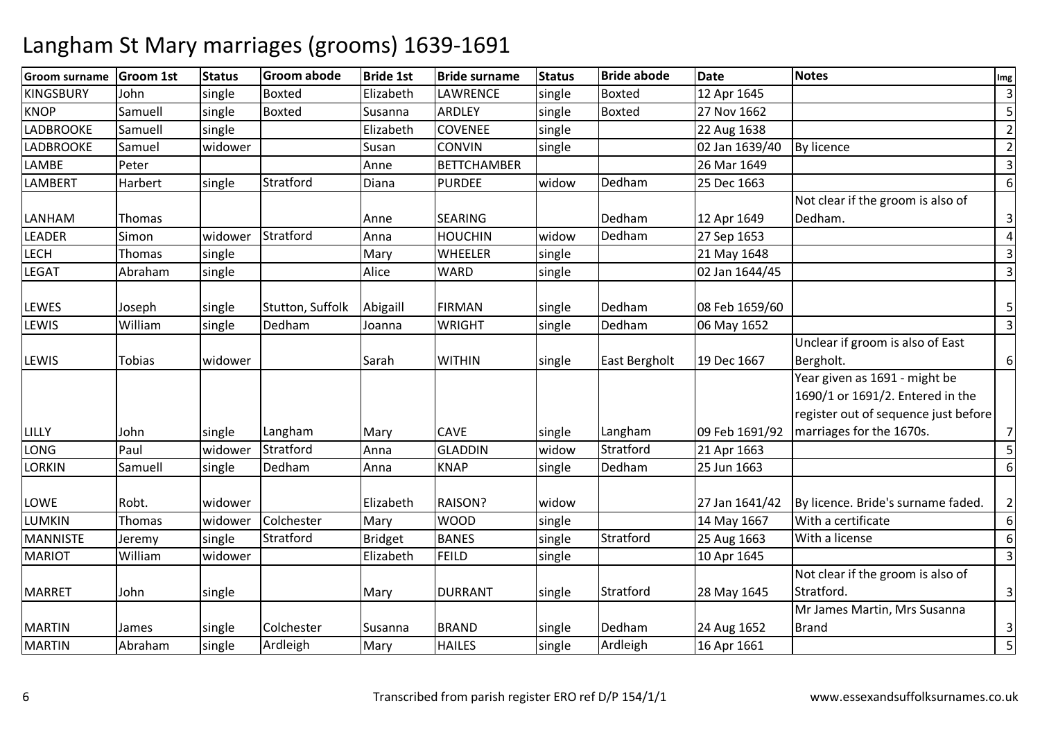# Langham St Mary marriages (grooms) 1639-1691

| Groom surname | Groom 1st | Status | Groom abode | Bride 1st | Bride surname | Status | Bride abode | Date | Notes | Img |
|---|---|---|---|---|---|---|---|---|---|---|
| KINGSBURY | John | single | Boxted | Elizabeth | LAWRENCE | single | Boxted | 12 Apr 1645 | | 3 |
| KNOP | Samuell | single | Boxted | Susanna | ARDLEY | single | Boxted | 27 Nov 1662 | | 5 |
| LADBROOKE | Samuell | single | | Elizabeth | COVENEE | single | | 22 Aug 1638 | | 2 |
| LADBROOKE | Samuel | widower | | Susan | CONVIN | single | | 02 Jan 1639/40 | By licence | 2 |
| LAMBE | Peter | | | Anne | BETTCHAMBER | | | 26 Mar 1649 | | 3 |
| LAMBERT | Harbert | single | Stratford | Diana | PURDEE | widow | Dedham | 25 Dec 1663 | | 6 |
| LANHAM | Thomas | | | Anne | SEARING | | Dedham | 12 Apr 1649 | Not clear if the groom is also of Dedham. | 3 |
| LEADER | Simon | widower | Stratford | Anna | HOUCHIN | widow | Dedham | 27 Sep 1653 | | 4 |
| LECH | Thomas | single | | Mary | WHEELER | single | | 21 May 1648 | | 3 |
| LEGAT | Abraham | single | | Alice | WARD | single | | 02 Jan 1644/45 | | 3 |
| LEWES | Joseph | single | Stutton, Suffolk | Abigaill | FIRMAN | single | Dedham | 08 Feb 1659/60 | | 5 |
| LEWIS | William | single | Dedham | Joanna | WRIGHT | single | Dedham | 06 May 1652 | | 3 |
| LEWIS | Tobias | widower | | Sarah | WITHIN | single | East Bergholt | 19 Dec 1667 | Unclear if groom is also of East Bergholt. | 6 |
| LILLY | John | single | Langham | Mary | CAVE | single | Langham | 09 Feb 1691/92 | Year given as 1691 - might be 1690/1 or 1691/2. Entered in the register out of sequence just before marriages for the 1670s. | 7 |
| LONG | Paul | widower | Stratford | Anna | GLADDIN | widow | Stratford | 21 Apr 1663 | | 5 |
| LORKIN | Samuell | single | Dedham | Anna | KNAP | single | Dedham | 25 Jun 1663 | | 6 |
| LOWE | Robt. | widower | | Elizabeth | RAISON? | widow | | 27 Jan 1641/42 | By licence. Bride's surname faded. | 2 |
| LUMKIN | Thomas | widower | Colchester | Mary | WOOD | single | | 14 May 1667 | With a certificate | 6 |
| MANNISTE | Jeremy | single | Stratford | Bridget | BANES | single | Stratford | 25 Aug 1663 | With a license | 6 |
| MARIOT | William | widower | | Elizabeth | FEILD | single | | 10 Apr 1645 | | 3 |
| MARRET | John | single | | Mary | DURRANT | single | Stratford | 28 May 1645 | Not clear if the groom is also of Stratford. | 3 |
| MARTIN | James | single | Colchester | Susanna | BRAND | single | Dedham | 24 Aug 1652 | Mr James Martin, Mrs Susanna Brand | 3 |
| MARTIN | Abraham | single | Ardleigh | Mary | HAILES | single | Ardleigh | 16 Apr 1661 | | 5 |

Transcribed from parish register ERO ref D/P 154/1/1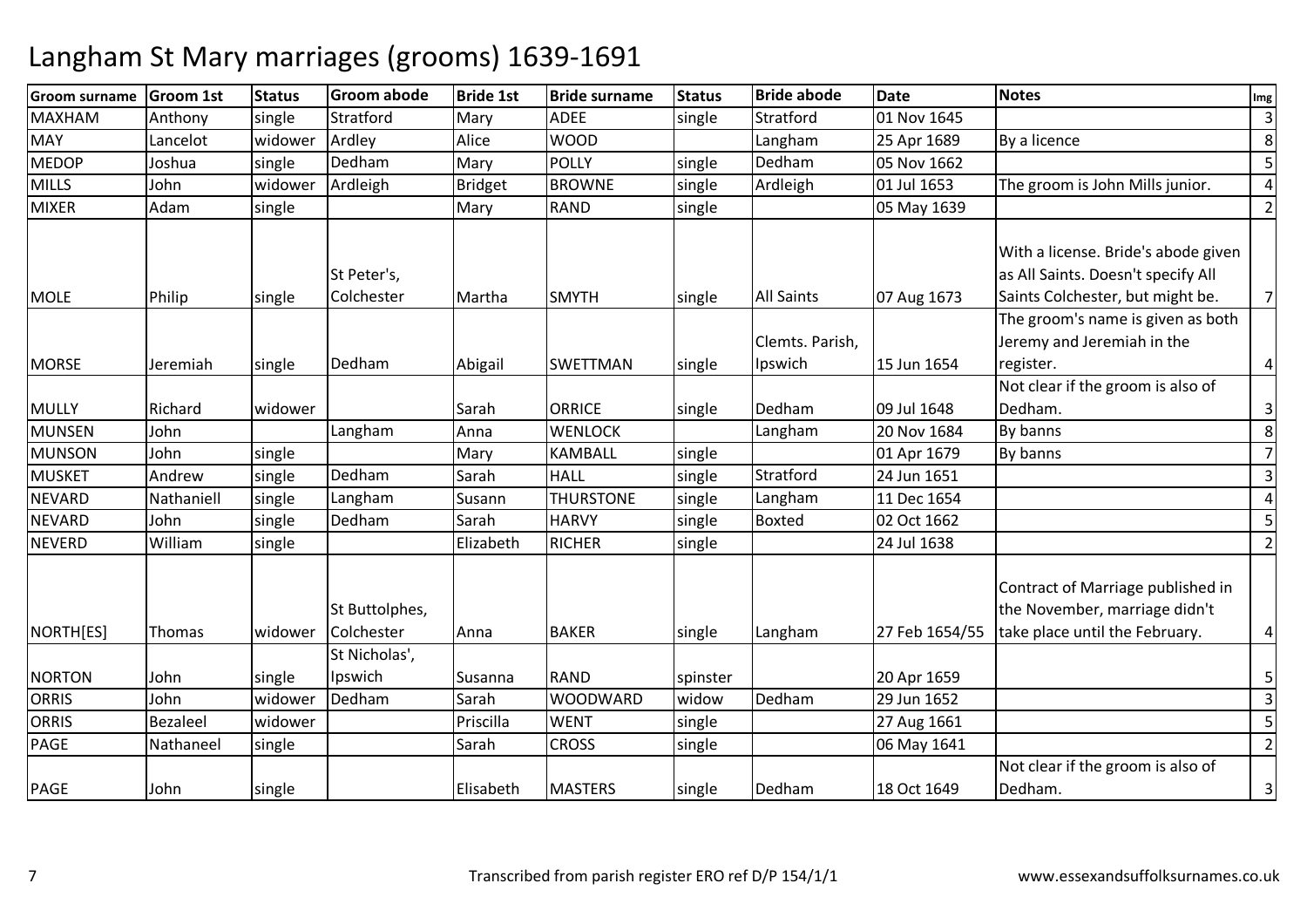# Langham St Mary marriages (grooms) 1639-1691

| Groom surname | Groom 1st | Status | Groom abode | Bride 1st | Bride surname | Status | Bride abode | Date | Notes | Img |
|---|---|---|---|---|---|---|---|---|---|---|
| MAXHAM | Anthony | single | Stratford | Mary | ADEE | single | Stratford | 01 Nov 1645 | | 3 |
| MAY | Lancelot | widower | Ardley | Alice | WOOD | | Langham | 25 Apr 1689 | By a licence | 8 |
| MEDOP | Joshua | single | Dedham | Mary | POLLY | single | Dedham | 05 Nov 1662 | | 5 |
| MILLS | John | widower | Ardleigh | Bridget | BROWNE | single | Ardleigh | 01 Jul 1653 | The groom is John Mills junior. | 4 |
| MIXER | Adam | single | | Mary | RAND | single | | 05 May 1639 | | 2 |
| MOLE | Philip | single | St Peter's, Colchester | Martha | SMYTH | single | All Saints | 07 Aug 1673 | With a license. Bride's abode given as All Saints. Doesn't specify All Saints Colchester, but might be. | 7 |
| MORSE | Jeremiah | single | Dedham | Abigail | SWETTMAN | single | Clemts. Parish, Ipswich | 15 Jun 1654 | The groom's name is given as both Jeremy and Jeremiah in the register. | 4 |
| MULLY | Richard | widower | | Sarah | ORRICE | single | Dedham | 09 Jul 1648 | Not clear if the groom is also of Dedham. | 3 |
| MUNSEN | John | | Langham | Anna | WENLOCK | | Langham | 20 Nov 1684 | By banns | 8 |
| MUNSON | John | single | | Mary | KAMBALL | single | | 01 Apr 1679 | By banns | 7 |
| MUSKET | Andrew | single | Dedham | Sarah | HALL | single | Stratford | 24 Jun 1651 | | 3 |
| NEVARD | Nathaniell | single | Langham | Susann | THURSTONE | single | Langham | 11 Dec 1654 | | 4 |
| NEVARD | John | single | Dedham | Sarah | HARVY | single | Boxted | 02 Oct 1662 | | 5 |
| NEVERD | William | single | | Elizabeth | RICHER | single | | 24 Jul 1638 | | 2 |
| NORTH[ES] | Thomas | widower | St Buttolphes, Colchester | Anna | BAKER | single | Langham | 27 Feb 1654/55 | Contract of Marriage published in the November, marriage didn't take place until the February. | 4 |
| NORTON | John | single | St Nicholas', Ipswich | Susanna | RAND | spinster | | 20 Apr 1659 | | 5 |
| ORRIS | John | widower | Dedham | Sarah | WOODWARD | widow | Dedham | 29 Jun 1652 | | 3 |
| ORRIS | Bezaleel | widower | | Priscilla | WENT | single | | 27 Aug 1661 | | 5 |
| PAGE | Nathaneel | single | | Sarah | CROSS | single | | 06 May 1641 | | 2 |
| PAGE | John | single | | Elisabeth | MASTERS | single | Dedham | 18 Oct 1649 | Not clear if the groom is also of Dedham. | 3 |

Transcribed from parish register ERO ref D/P 154/1/1

www.essexandsuffolksurnames.co.uk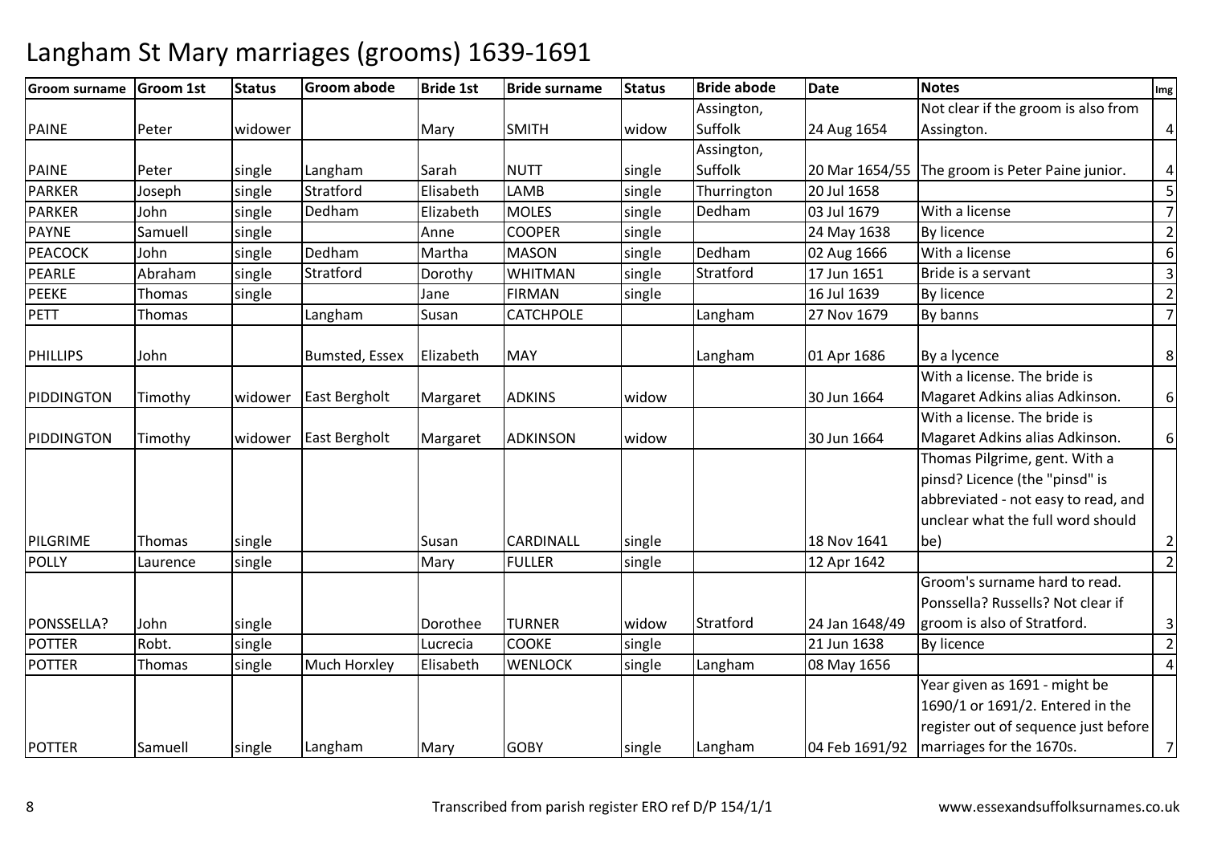# Langham St Mary marriages (grooms) 1639-1691

| Groom surname | Groom 1st | Status | Groom abode | Bride 1st | Bride surname | Status | Bride abode | Date | Notes | Img |
|---|---|---|---|---|---|---|---|---|---|---|
| PAINE | Peter | widower | | Mary | SMITH | widow | Assington, Suffolk | 24 Aug 1654 | Not clear if the groom is also from Assington. | 4 |
| PAINE | Peter | single | Langham | Sarah | NUTT | single | Assington, Suffolk | 20 Mar 1654/55 | The groom is Peter Paine junior. | 4 |
| PARKER | Joseph | single | Stratford | Elisabeth | LAMB | single | Thurrington | 20 Jul 1658 | | 5 |
| PARKER | John | single | Dedham | Elizabeth | MOLES | single | Dedham | 03 Jul 1679 | With a license | 7 |
| PAYNE | Samuell | single | | Anne | COOPER | single | | 24 May 1638 | By licence | 2 |
| PEACOCK | John | single | Dedham | Martha | MASON | single | Dedham | 02 Aug 1666 | With a license | 6 |
| PEARLE | Abraham | single | Stratford | Dorothy | WHITMAN | single | Stratford | 17 Jun 1651 | Bride is a servant | 3 |
| PEEKE | Thomas | single | | Jane | FIRMAN | single | | 16 Jul 1639 | By licence | 2 |
| PETT | Thomas | | Langham | Susan | CATCHPOLE | | Langham | 27 Nov 1679 | By banns | 7 |
| PHILLIPS | John | | Bumsted, Essex | Elizabeth | MAY | | Langham | 01 Apr 1686 | By a lycence | 8 |
| PIDDINGTON | Timothy | widower | East Bergholt | Margaret | ADKINS | widow | | 30 Jun 1664 | With a license. The bride is Magaret Adkins alias Adkinson. | 6 |
| PIDDINGTON | Timothy | widower | East Bergholt | Margaret | ADKINSON | widow | | 30 Jun 1664 | With a license. The bride is Magaret Adkins alias Adkinson. | 6 |
| PILGRIME | Thomas | single | | Susan | CARDINALL | single | | 18 Nov 1641 | Thomas Pilgrime, gent. With a pinsd? Licence (the "pinsd" is abbreviated - not easy to read, and unclear what the full word should be) | 2 |
| POLLY | Laurence | single | | Mary | FULLER | single | | 12 Apr 1642 | | 2 |
| PONSSELLA? | John | single | | Dorothee | TURNER | widow | Stratford | 24 Jan 1648/49 | Groom's surname hard to read. Ponssella? Russells? Not clear if groom is also of Stratford. | 3 |
| POTTER | Robt. | single | | Lucrecia | COOKE | single | | 21 Jun 1638 | By licence | 2 |
| POTTER | Thomas | single | Much Horxley | Elisabeth | WENLOCK | single | Langham | 08 May 1656 | | 4 |
| POTTER | Samuell | single | Langham | Mary | GOBY | single | Langham | 04 Feb 1691/92 | Year given as 1691 - might be 1690/1 or 1691/2. Entered in the register out of sequence just before marriages for the 1670s. | 7 |

Transcribed from parish register ERO ref D/P 154/1/1

www.essexandsuffolksurnames.co.uk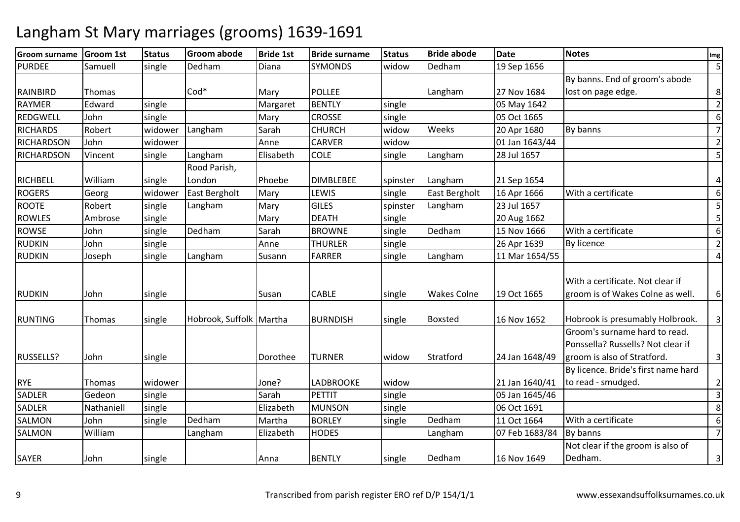# Langham St Mary marriages (grooms) 1639-1691

| Groom surname | Groom 1st | Status | Groom abode | Bride 1st | Bride surname | Status | Bride abode | Date | Notes | Img |
|---|---|---|---|---|---|---|---|---|---|---|
| PURDEE | Samuell | single | Dedham | Diana | SYMONDS | widow | Dedham | 19 Sep 1656 | | 5 |
| RAINBIRD | Thomas | | Cod* | Mary | POLLEE | | Langham | 27 Nov 1684 | By banns. End of groom's abode lost on page edge. | 8 |
| RAYMER | Edward | single | | Margaret | BENTLY | single | | 05 May 1642 | | 2 |
| REDGWELL | John | single | | Mary | CROSSE | single | | 05 Oct 1665 | | 6 |
| RICHARDS | Robert | widower | Langham | Sarah | CHURCH | widow | Weeks | 20 Apr 1680 | By banns | 7 |
| RICHARDSON | John | widower | | Anne | CARVER | widow | | 01 Jan 1643/44 | | 2 |
| RICHARDSON | Vincent | single | Langham | Elisabeth | COLE | single | Langham | 28 Jul 1657 | | 5 |
| RICHBELL | William | single | Rood Parish, London | Phoebe | DIMBLEBEE | spinster | Langham | 21 Sep 1654 | | 4 |
| ROGERS | Georg | widower | East Bergholt | Mary | LEWIS | single | East Bergholt | 16 Apr 1666 | With a certificate | 6 |
| ROOTE | Robert | single | Langham | Mary | GILES | spinster | Langham | 23 Jul 1657 | | 5 |
| ROWLES | Ambrose | single | | Mary | DEATH | single | | 20 Aug 1662 | | 5 |
| ROWSE | John | single | Dedham | Sarah | BROWNE | single | Dedham | 15 Nov 1666 | With a certificate | 6 |
| RUDKIN | John | single | | Anne | THURLER | single | | 26 Apr 1639 | By licence | 2 |
| RUDKIN | Joseph | single | Langham | Susann | FARRER | single | Langham | 11 Mar 1654/55 | | 4 |
| RUDKIN | John | single | | Susan | CABLE | single | Wakes Colne | 19 Oct 1665 | With a certificate. Not clear if groom is of Wakes Colne as well. | 6 |
| RUNTING | Thomas | single | Hobrook, Suffolk | Martha | BURNDISH | single | Boxsted | 16 Nov 1652 | Hobrook is presumably Holbrook. | 3 |
| RUSSELLS? | John | single | | Dorothee | TURNER | widow | Stratford | 24 Jan 1648/49 | Groom's surname hard to read. Ponssella? Russells? Not clear if groom is also of Stratford. | 3 |
| RYE | Thomas | widower | | Jone? | LADBROOKE | widow | | 21 Jan 1640/41 | By licence. Bride's first name hard to read - smudged. | 2 |
| SADLER | Gedeon | single | | Sarah | PETTIT | single | | 05 Jan 1645/46 | | 3 |
| SADLER | Nathaniell | single | | Elizabeth | MUNSON | single | | 06 Oct 1691 | | 8 |
| SALMON | John | single | Dedham | Martha | BORLEY | single | Dedham | 11 Oct 1664 | With a certificate | 6 |
| SALMON | William | | Langham | Elizabeth | HODES | | Langham | 07 Feb 1683/84 | By banns | 7 |
| SAYER | John | single | | Anna | BENTLY | single | Dedham | 16 Nov 1649 | Not clear if the groom is also of Dedham. | 3 |

Transcribed from parish register ERO ref D/P 154/1/1

www.essexandsuffolksurnames.co.uk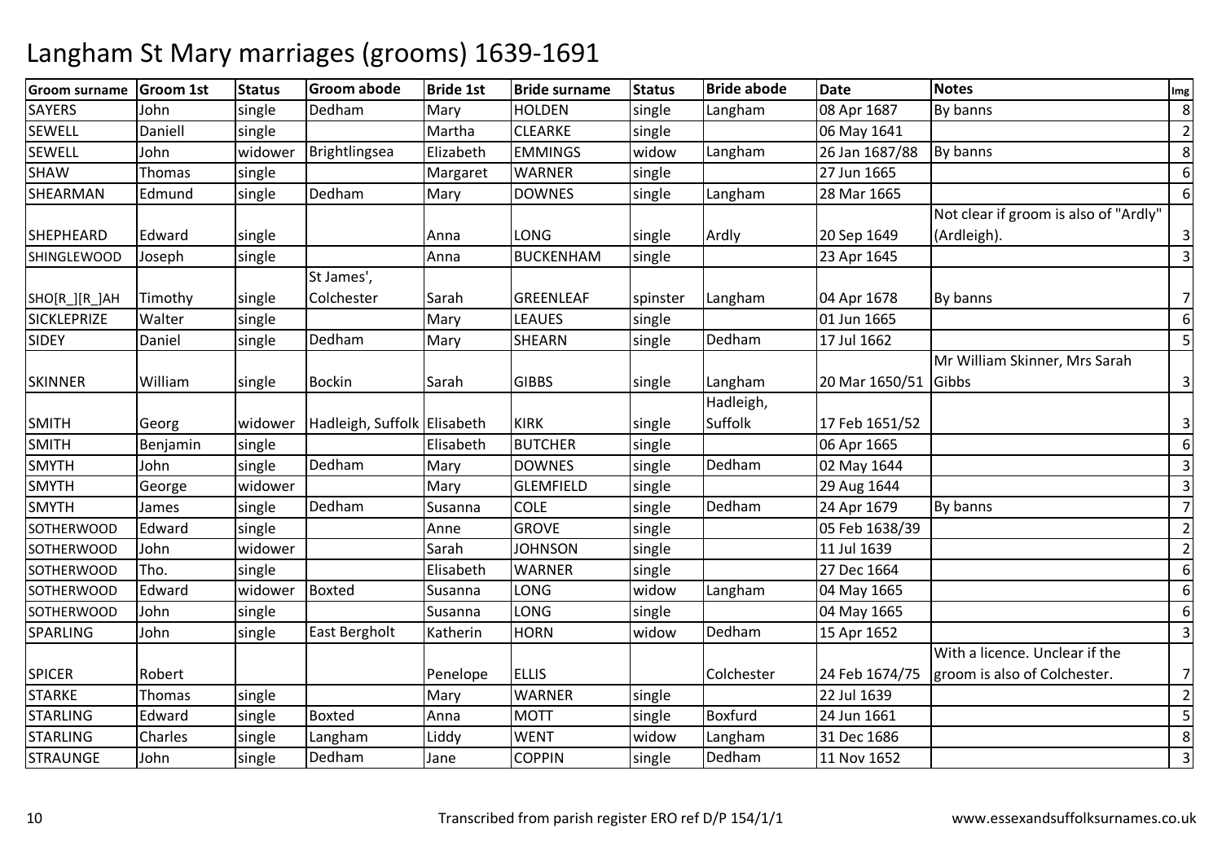# Langham St Mary marriages (grooms) 1639-1691

| Groom surname | Groom 1st | Status | Groom abode | Bride 1st | Bride surname | Status | Bride abode | Date | Notes | Img |
|---|---|---|---|---|---|---|---|---|---|---|
| SAYERS | John | single | Dedham | Mary | HOLDEN | single | Langham | 08 Apr 1687 | By banns | 8 |
| SEWELL | Daniell | single | | Martha | CLEARKE | single | | 06 May 1641 | | 2 |
| SEWELL | John | widower | Brightlingsea | Elizabeth | EMMINGS | widow | Langham | 26 Jan 1687/88 | By banns | 8 |
| SHAW | Thomas | single | | Margaret | WARNER | single | | 27 Jun 1665 | | 6 |
| SHEARMAN | Edmund | single | Dedham | Mary | DOWNES | single | Langham | 28 Mar 1665 | | 6 |
| SHEPHEARD | Edward | single | | Anna | LONG | single | Ardly | 20 Sep 1649 | Not clear if groom is also of "Ardly" (Ardleigh). | 3 |
| SHINGLEWOOD | Joseph | single | | Anna | BUCKENHAM | single | | 23 Apr 1645 | | 3 |
| SHO[R_][R_]AH | Timothy | single | St James', Colchester | Sarah | GREENLEAF | spinster | Langham | 04 Apr 1678 | By banns | 7 |
| SICKLEPRIZE | Walter | single | | Mary | LEAUES | single | | 01 Jun 1665 | | 6 |
| SIDEY | Daniel | single | Dedham | Mary | SHEARN | single | Dedham | 17 Jul 1662 | | 5 |
| SKINNER | William | single | Bockin | Sarah | GIBBS | single | Langham | 20 Mar 1650/51 | Mr William Skinner, Mrs Sarah Gibbs | 3 |
| SMITH | Georg | widower | Hadleigh, Suffolk | Elisabeth | KIRK | single | Hadleigh, Suffolk | 17 Feb 1651/52 | | 3 |
| SMITH | Benjamin | single | | Elisabeth | BUTCHER | single | | 06 Apr 1665 | | 6 |
| SMYTH | John | single | Dedham | Mary | DOWNES | single | Dedham | 02 May 1644 | | 3 |
| SMYTH | George | widower | | Mary | GLEMFIELD | single | | 29 Aug 1644 | | 3 |
| SMYTH | James | single | Dedham | Susanna | COLE | single | Dedham | 24 Apr 1679 | By banns | 7 |
| SOTHERWOOD | Edward | single | | Anne | GROVE | single | | 05 Feb 1638/39 | | 2 |
| SOTHERWOOD | John | widower | | Sarah | JOHNSON | single | | 11 Jul 1639 | | 2 |
| SOTHERWOOD | Tho. | single | | Elisabeth | WARNER | single | | 27 Dec 1664 | | 6 |
| SOTHERWOOD | Edward | widower | Boxted | Susanna | LONG | widow | Langham | 04 May 1665 | | 6 |
| SOTHERWOOD | John | single | | Susanna | LONG | single | | 04 May 1665 | | 6 |
| SPARLING | John | single | East Bergholt | Katherin | HORN | widow | Dedham | 15 Apr 1652 | | 3 |
| SPICER | Robert | | | Penelope | ELLIS | | Colchester | 24 Feb 1674/75 | With a licence. Unclear if the groom is also of Colchester. | 7 |
| STARKE | Thomas | single | | Mary | WARNER | single | | 22 Jul 1639 | | 2 |
| STARLING | Edward | single | Boxted | Anna | MOTT | single | Boxfurd | 24 Jun 1661 | | 5 |
| STARLING | Charles | single | Langham | Liddy | WENT | widow | Langham | 31 Dec 1686 | | 8 |
| STRAUNGE | John | single | Dedham | Jane | COPPIN | single | Dedham | 11 Nov 1652 | | 3 |

Transcribed from parish register ERO ref D/P 154/1/1

www.essexandsuffolksurnames.co.uk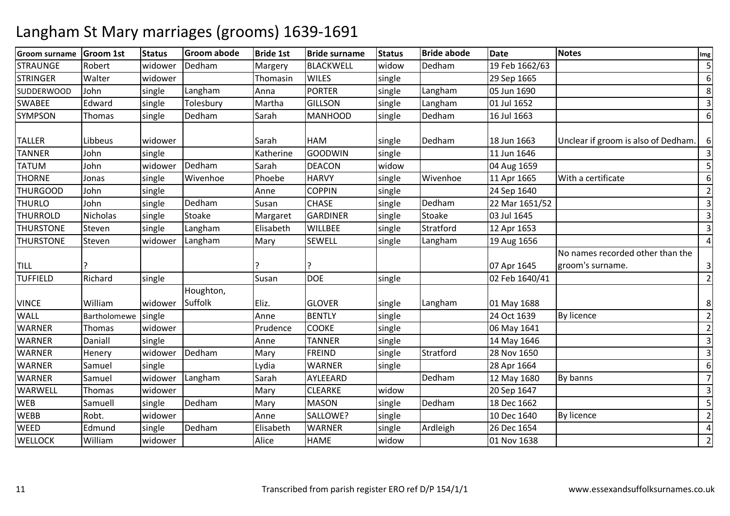# Langham St Mary marriages (grooms) 1639-1691

| Groom surname | Groom 1st | Status | Groom abode | Bride 1st | Bride surname | Status | Bride abode | Date | Notes | Img |
|---|---|---|---|---|---|---|---|---|---|---|
| STRAUNGE | Robert | widower | Dedham | Margery | BLACKWELL | widow | Dedham | 19 Feb 1662/63 | | 5 |
| STRINGER | Walter | widower | | Thomasin | WILES | single | | 29 Sep 1665 | | 6 |
| SUDDERWOOD | John | single | Langham | Anna | PORTER | single | Langham | 05 Jun 1690 | | 8 |
| SWABEE | Edward | single | Tolesbury | Martha | GILLSON | single | Langham | 01 Jul 1652 | | 3 |
| SYMPSON | Thomas | single | Dedham | Sarah | MANHOOD | single | Dedham | 16 Jul 1663 | | 6 |
| TALLER | Libbeus | widower | | Sarah | HAM | single | Dedham | 18 Jun 1663 | Unclear if groom is also of Dedham. | 6 |
| TANNER | John | single | | Katherine | GOODWIN | single | | 11 Jun 1646 | | 3 |
| TATUM | John | widower | Dedham | Sarah | DEACON | widow | | 04 Aug 1659 | | 5 |
| THORNE | Jonas | single | Wivenhoe | Phoebe | HARVY | single | Wivenhoe | 11 Apr 1665 | With a certificate | 6 |
| THURGOOD | John | single | | Anne | COPPIN | single | | 24 Sep 1640 | | 2 |
| THURLO | John | single | Dedham | Susan | CHASE | single | Dedham | 22 Mar 1651/52 | | 3 |
| THURROLD | Nicholas | single | Stoake | Margaret | GARDINER | single | Stoake | 03 Jul 1645 | | 3 |
| THURSTONE | Steven | single | Langham | Elisabeth | WILLBEE | single | Stratford | 12 Apr 1653 | | 3 |
| THURSTONE | Steven | widower | Langham | Mary | SEWELL | single | Langham | 19 Aug 1656 | | 4 |
| TILL | ? | | | ? | ? | | | 07 Apr 1645 | No names recorded other than the groom's surname. | 3 |
| TUFFIELD | Richard | single | | Susan | DOE | single | | 02 Feb 1640/41 | | 2 |
| VINCE | William | widower | Houghton, Suffolk | Eliz. | GLOVER | single | Langham | 01 May 1688 | | 8 |
| WALL | Bartholomewe | single | | Anne | BENTLY | single | | 24 Oct 1639 | By licence | 2 |
| WARNER | Thomas | widower | | Prudence | COOKE | single | | 06 May 1641 | | 2 |
| WARNER | Daniall | single | | Anne | TANNER | single | | 14 May 1646 | | 3 |
| WARNER | Henery | widower | Dedham | Mary | FREIND | single | Stratford | 28 Nov 1650 | | 3 |
| WARNER | Samuel | single | | Lydia | WARNER | single | | 28 Apr 1664 | | 6 |
| WARNER | Samuel | widower | Langham | Sarah | AYLEEARD | | Dedham | 12 May 1680 | By banns | 7 |
| WARWELL | Thomas | widower | | Mary | CLEARKE | widow | | 20 Sep 1647 | | 3 |
| WEB | Samuell | single | Dedham | Mary | MASON | single | Dedham | 18 Dec 1662 | | 5 |
| WEBB | Robt. | widower | | Anne | SALLOWE? | single | | 10 Dec 1640 | By licence | 2 |
| WEED | Edmund | single | Dedham | Elisabeth | WARNER | single | Ardleigh | 26 Dec 1654 | | 4 |
| WELLOCK | William | widower | | Alice | HAME | widow | | 01 Nov 1638 | | 2 |

Transcribed from parish register ERO ref D/P 154/1/1

www.essexandsuffolksurnames.co.uk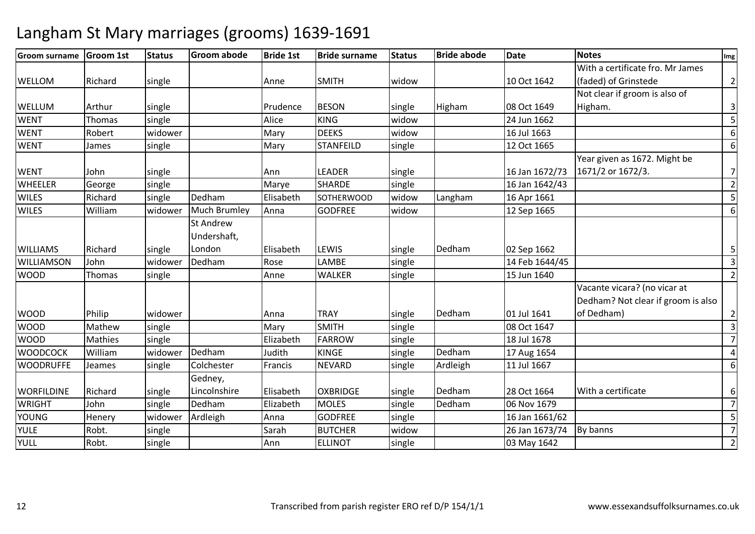# Langham St Mary marriages (grooms) 1639-1691

| Groom surname | Groom 1st | Status | Groom abode | Bride 1st | Bride surname | Status | Bride abode | Date | Notes | Img |
|---|---|---|---|---|---|---|---|---|---|---|
| WELLOM | Richard | single | | Anne | SMITH | widow | | 10 Oct 1642 | With a certificate fro. Mr James (faded) of Grinstede | 2 |
| WELLUM | Arthur | single | | Prudence | BESON | single | Higham | 08 Oct 1649 | Not clear if groom is also of Higham. | 3 |
| WENT | Thomas | single | | Alice | KING | widow | | 24 Jun 1662 | | 5 |
| WENT | Robert | widower | | Mary | DEEKS | widow | | 16 Jul 1663 | | 6 |
| WENT | James | single | | Mary | STANFEILD | single | | 12 Oct 1665 | | 6 |
| WENT | John | single | | Ann | LEADER | single | | 16 Jan 1672/73 | Year given as 1672. Might be 1671/2 or 1672/3. | 7 |
| WHEELER | George | single | | Marye | SHARDE | single | | 16 Jan 1642/43 | | 2 |
| WILES | Richard | single | Dedham | Elisabeth | SOTHERWOOD | widow | Langham | 16 Apr 1661 | | 5 |
| WILES | William | widower | Much Brumley | Anna | GODFREE | widow | | 12 Sep 1665 | | 6 |
| WILLIAMS | Richard | single | St Andrew Undershaft, London | Elisabeth | LEWIS | single | Dedham | 02 Sep 1662 | | 5 |
| WILLIAMSON | John | widower | Dedham | Rose | LAMBE | single | | 14 Feb 1644/45 | | 3 |
| WOOD | Thomas | single | | Anne | WALKER | single | | 15 Jun 1640 | | 2 |
| WOOD | Philip | widower | | Anna | TRAY | single | Dedham | 01 Jul 1641 | Vacante vicara? (no vicar at Dedham? Not clear if groom is also of Dedham) | 2 |
| WOOD | Mathew | single | | Mary | SMITH | single | | 08 Oct 1647 | | 3 |
| WOOD | Mathies | single | | Elizabeth | FARROW | single | | 18 Jul 1678 | | 7 |
| WOODCOCK | William | widower | Dedham | Judith | KINGE | single | Dedham | 17 Aug 1654 | | 4 |
| WOODRUFFE | Jeames | single | Colchester | Francis | NEVARD | single | Ardleigh | 11 Jul 1667 | | 6 |
| WORFILDINE | Richard | single | Gedney, Lincolnshire | Elisabeth | OXBRIDGE | single | Dedham | 28 Oct 1664 | With a certificate | 6 |
| WRIGHT | John | single | Dedham | Elizabeth | MOLES | single | Dedham | 06 Nov 1679 | | 7 |
| YOUNG | Henery | widower | Ardleigh | Anna | GODFREE | single | | 16 Jan 1661/62 | | 5 |
| YULE | Robt. | single | | Sarah | BUTCHER | widow | | 26 Jan 1673/74 | By banns | 7 |
| YULL | Robt. | single | | Ann | ELLINOT | single | | 03 May 1642 | | 2 |

Transcribed from parish register ERO ref D/P 154/1/1

www.essexandsuffolksurnames.co.uk